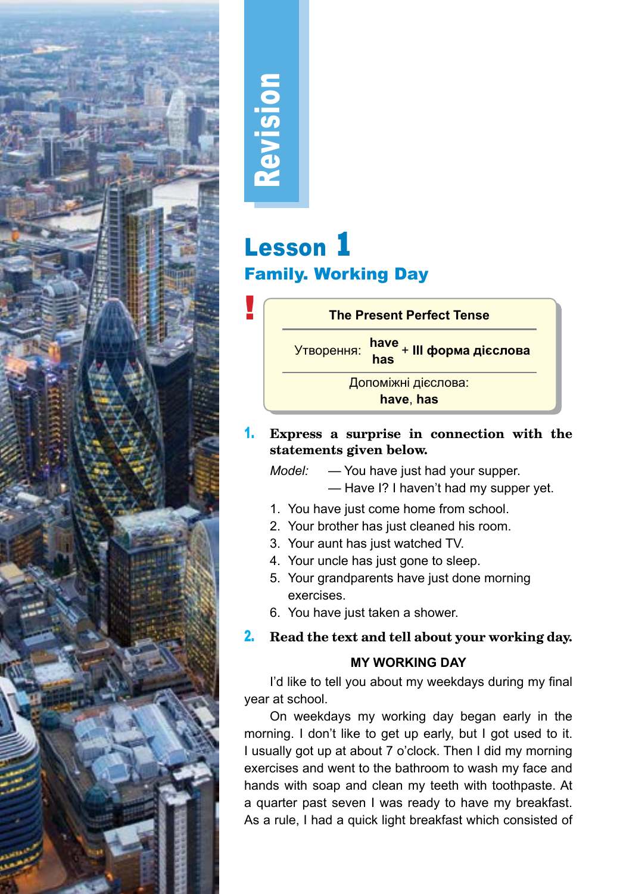# Revision

## Lesson 1

### Family. Working Day

**!**

| The Present Perfect Tense |
|---|
| Утворення: **have** / **has** + **III форма дієслова** |
| Допоміжні дієслова: **have**, **has** |

**1. Express a surprise in connection with the statements given below.**

*Model:* — You have just had your supper.
— Have I? I haven't had my supper yet.

1. You have just come home from school.
2. Your brother has just cleaned his room.
3. Your aunt has just watched TV.
4. Your uncle has just gone to sleep.
5. Your grandparents have just done morning exercises.
6. You have just taken a shower.

**2. Read the text and tell about your working day.**

**MY WORKING DAY**

I'd like to tell you about my weekdays during my final year at school.

On weekdays my working day began early in the morning. I don't like to get up early, but I got used to it. I usually got up at about 7 o'clock. Then I did my morning exercises and went to the bathroom to wash my face and hands with soap and clean my teeth with toothpaste. At a quarter past seven I was ready to have my breakfast. As a rule, I had a quick light breakfast which consisted of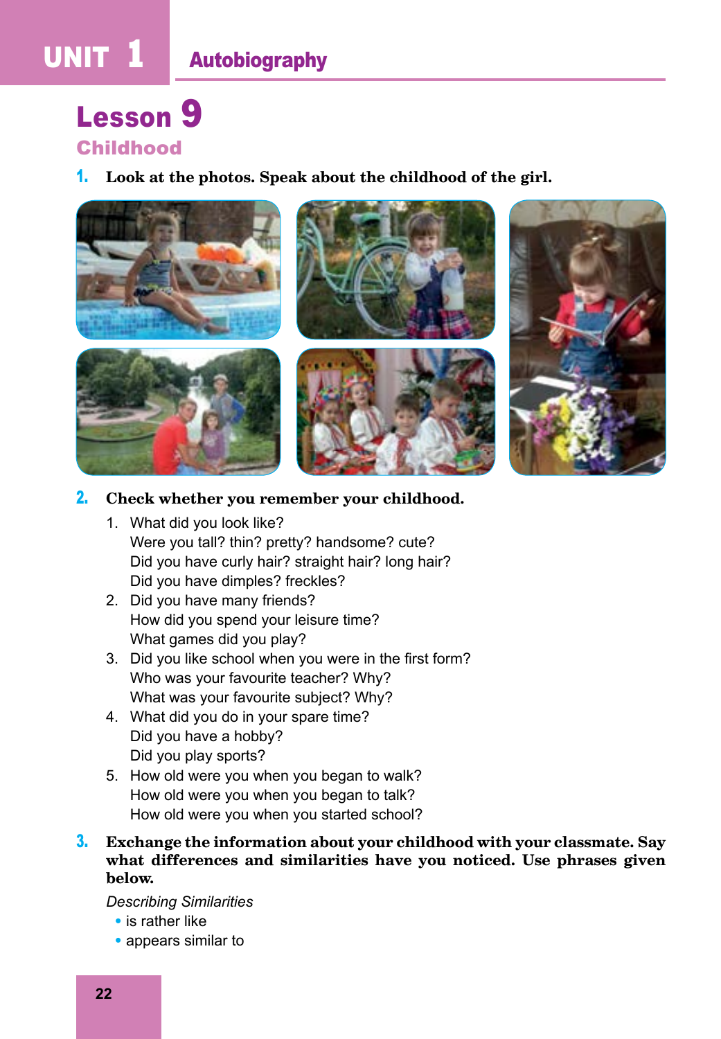# Lesson 9

## Childhood

**1. Look at the photos. Speak about the childhood of the girl.**

**2. Check whether you remember your childhood.**

1. What did you look like?
   Were you tall? thin? pretty? handsome? cute?
   Did you have curly hair? straight hair? long hair?
   Did you have dimples? freckles?
2. Did you have many friends?
   How did you spend your leisure time?
   What games did you play?
3. Did you like school when you were in the first form?
   Who was your favourite teacher? Why?
   What was your favourite subject? Why?
4. What did you do in your spare time?
   Did you have a hobby?
   Did you play sports?
5. How old were you when you began to walk?
   How old were you when you began to talk?
   How old were you when you started school?

**3. Exchange the information about your childhood with your classmate. Say what differences and similarities have you noticed. Use phrases given below.**

*Describing Similarities*

- is rather like
- appears similar to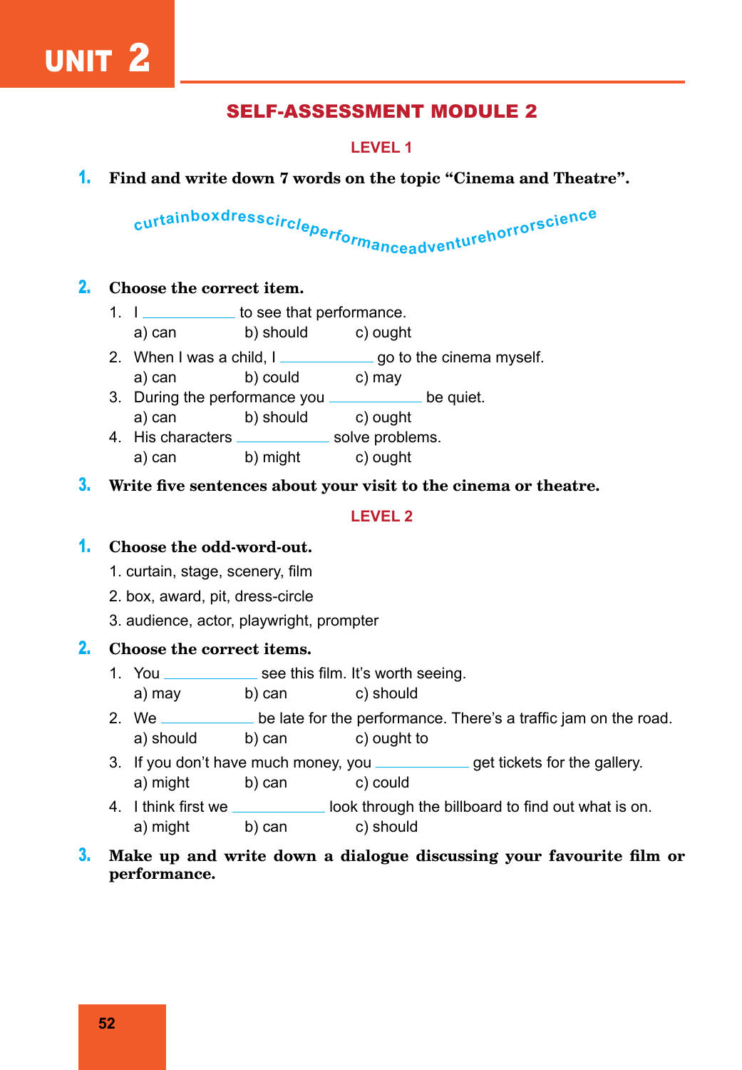# UNIT 2

## SELF-ASSESSMENT MODULE 2

### LEVEL 1

**1. Find and write down 7 words on the topic "Cinema and Theatre".**

curtainboxdresscircleperformanceadventurehorrorscience

**2. Choose the correct item.**

1. I ____________ to see that performance.
   a) can b) should c) ought
2. When I was a child, I ____________ go to the cinema myself.
   a) can b) could c) may
3. During the performance you ____________ be quiet.
   a) can b) should c) ought
4. His characters ____________ solve problems.
   a) can b) might c) ought

**3. Write five sentences about your visit to the cinema or theatre.**

### LEVEL 2

**1. Choose the odd-word-out.**

1. curtain, stage, scenery, film
2. box, award, pit, dress-circle
3. audience, actor, playwright, prompter

**2. Choose the correct items.**

1. You ____________ see this film. It's worth seeing.
   a) may b) can c) should
2. We ____________ be late for the performance. There's a traffic jam on the road.
   a) should b) can c) ought to
3. If you don't have much money, you ____________ get tickets for the gallery.
   a) might b) can c) could
4. I think first we ____________ look through the billboard to find out what is on.
   a) might b) can c) should

**3. Make up and write down a dialogue discussing your favourite film or performance.**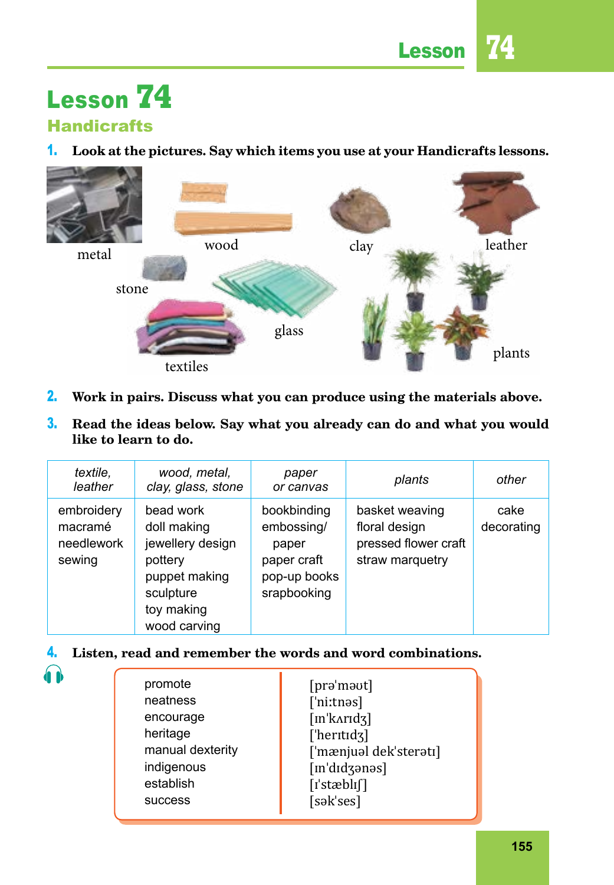# Lesson 74

## Handicrafts

**1.** **Look at the pictures. Say which items you use at your Handicrafts lessons.**

metal

wood

clay

leather

stone

glass

textiles

plants

**2.** **Work in pairs. Discuss what you can produce using the materials above.**

**3.** **Read the ideas below. Say what you already can do and what you would like to learn to do.**

| *textile, leather* | *wood, metal, clay, glass, stone* | *paper or canvas* | *plants* | *other* |
|---|---|---|---|---|
| embroidery<br>macramé<br>needlework<br>sewing | bead work<br>doll making<br>jewellery design<br>pottery<br>puppet making<br>sculpture<br>toy making<br>wood carving | bookbinding<br>embossing/ paper<br>paper craft<br>pop-up books<br>srapbooking | basket weaving<br>floral design<br>pressed flower craft<br>straw marquetry | cake decorating |

**4.** **Listen, read and remember the words and word combinations.**

| | |
|---|---|
| promote | [prə'məʊt] |
| neatness | ['ni:tnəs] |
| encourage | [ɪn'kʌrɪdʒ] |
| heritage | ['herɪtɪdʒ] |
| manual dexterity | ['mænjuəl dek'sterətɪ] |
| indigenous | [ɪn'dɪdʒənəs] |
| establish | [ɪ'stæblɪʃ] |
| success | [sək'ses] |